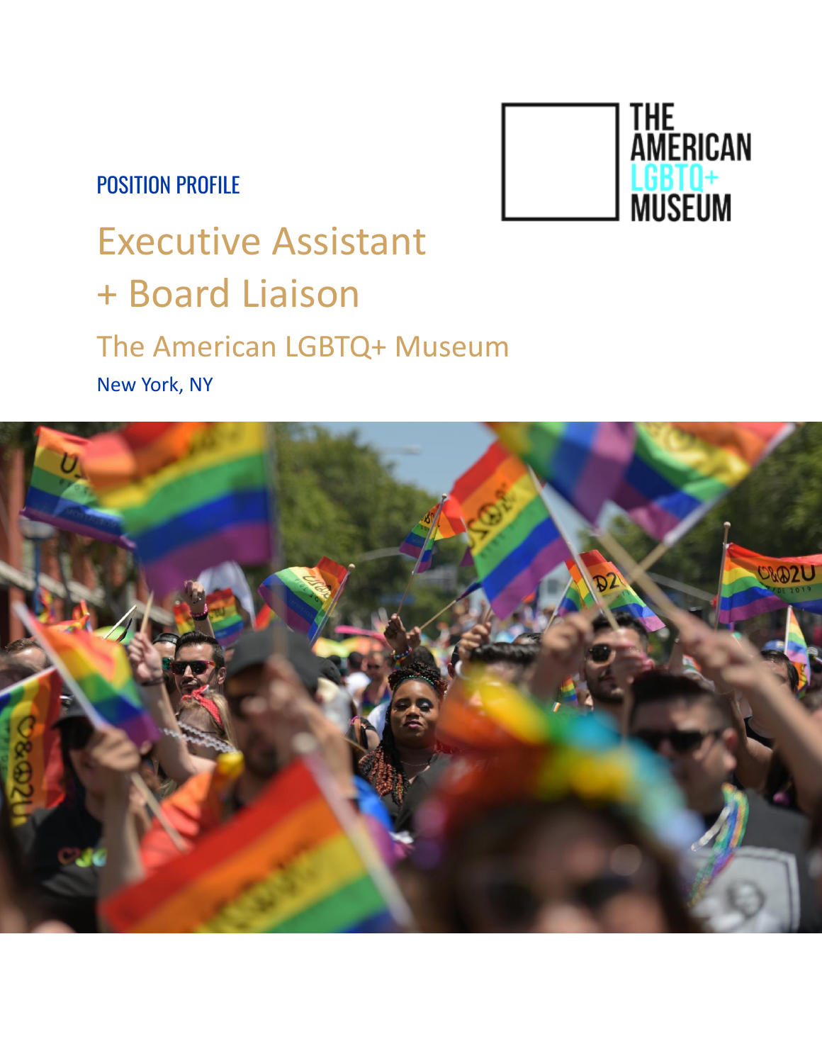POSITION PROFILE

# Executive Assistant + Board Liaison

## The American LGBTQ+ Museum

New York, NY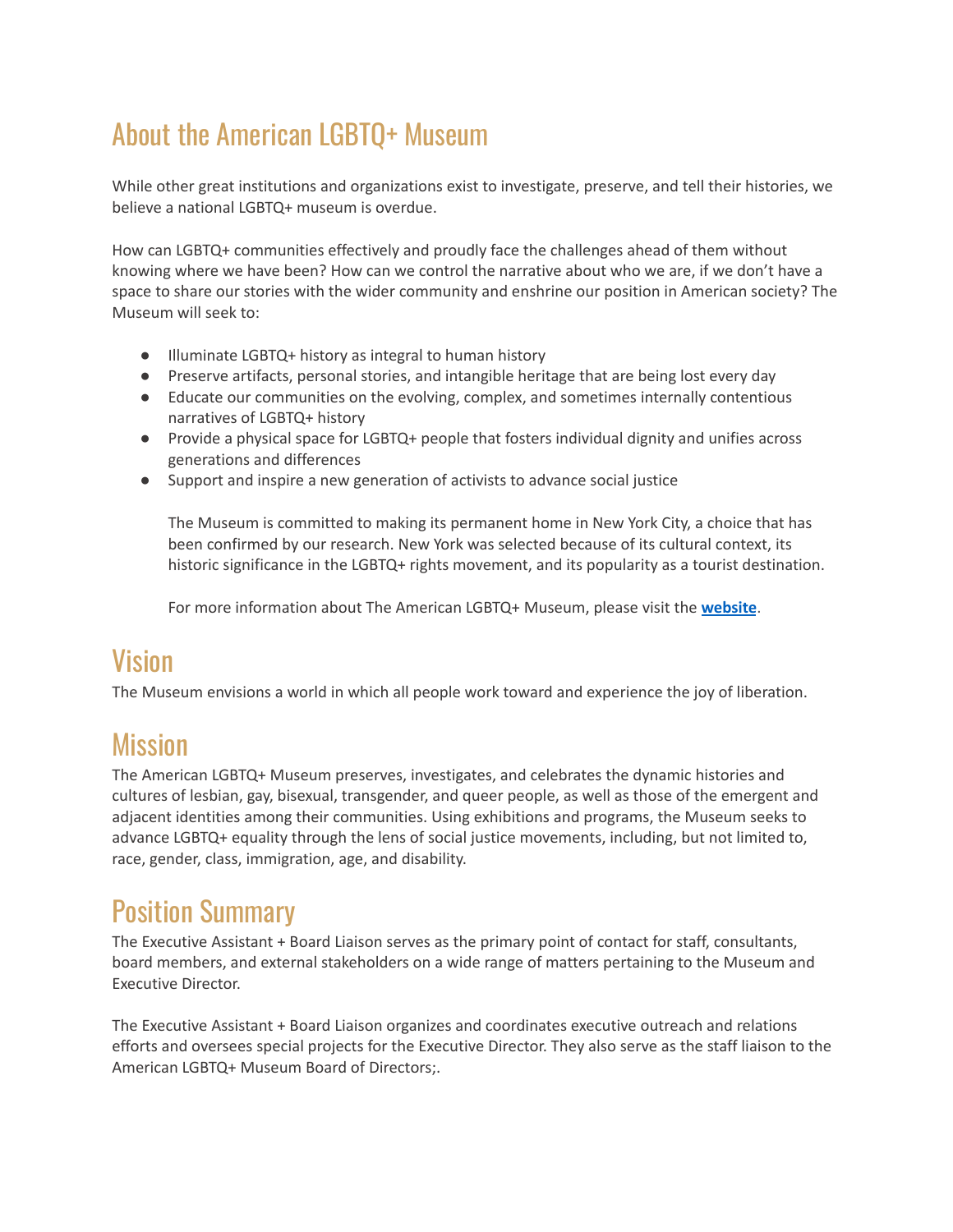## About the American LGBTQ+ Museum

While other great institutions and organizations exist to investigate, preserve, and tell their histories, we believe a national LGBTQ+ museum is overdue.

How can LGBTQ+ communities effectively and proudly face the challenges ahead of them without knowing where we have been? How can we control the narrative about who we are, if we don't have a space to share our stories with the wider community and enshrine our position in American society? The Museum will seek to:

- Illuminate LGBTQ+ history as integral to human history
- Preserve artifacts, personal stories, and intangible heritage that are being lost every day
- Educate our communities on the evolving, complex, and sometimes internally contentious narratives of LGBTQ+ history
- Provide a physical space for LGBTQ+ people that fosters individual dignity and unifies across generations and differences
- Support and inspire a new generation of activists to advance social justice

  The Museum is committed to making its permanent home in New York City, a choice that has been confirmed by our research. New York was selected because of its cultural context, its historic significance in the LGBTQ+ rights movement, and its popularity as a tourist destination.

  For more information about The American LGBTQ+ Museum, please visit the **website**.

## Vision

The Museum envisions a world in which all people work toward and experience the joy of liberation.

## Mission

The American LGBTQ+ Museum preserves, investigates, and celebrates the dynamic histories and cultures of lesbian, gay, bisexual, transgender, and queer people, as well as those of the emergent and adjacent identities among their communities. Using exhibitions and programs, the Museum seeks to advance LGBTQ+ equality through the lens of social justice movements, including, but not limited to, race, gender, class, immigration, age, and disability.

## Position Summary

The Executive Assistant + Board Liaison serves as the primary point of contact for staff, consultants, board members, and external stakeholders on a wide range of matters pertaining to the Museum and Executive Director.

The Executive Assistant + Board Liaison organizes and coordinates executive outreach and relations efforts and oversees special projects for the Executive Director. They also serve as the staff liaison to the American LGBTQ+ Museum Board of Directors;.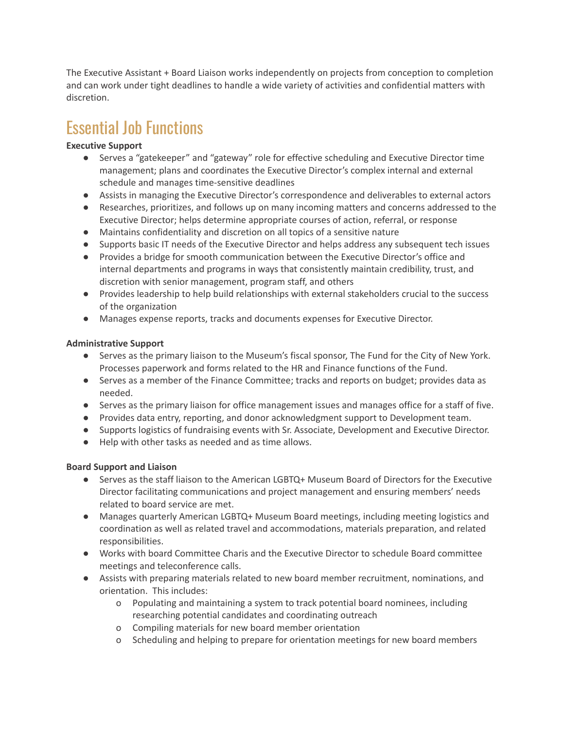The Executive Assistant + Board Liaison works independently on projects from conception to completion and can work under tight deadlines to handle a wide variety of activities and confidential matters with discretion.

## Essential Job Functions

**Executive Support**

- Serves a “gatekeeper” and “gateway” role for effective scheduling and Executive Director time management; plans and coordinates the Executive Director’s complex internal and external schedule and manages time-sensitive deadlines
- Assists in managing the Executive Director’s correspondence and deliverables to external actors
- Researches, prioritizes, and follows up on many incoming matters and concerns addressed to the Executive Director; helps determine appropriate courses of action, referral, or response
- Maintains confidentiality and discretion on all topics of a sensitive nature
- Supports basic IT needs of the Executive Director and helps address any subsequent tech issues
- Provides a bridge for smooth communication between the Executive Director’s office and internal departments and programs in ways that consistently maintain credibility, trust, and discretion with senior management, program staff, and others
- Provides leadership to help build relationships with external stakeholders crucial to the success of the organization
- Manages expense reports, tracks and documents expenses for Executive Director.

**Administrative Support**

- Serves as the primary liaison to the Museum’s fiscal sponsor, The Fund for the City of New York. Processes paperwork and forms related to the HR and Finance functions of the Fund.
- Serves as a member of the Finance Committee; tracks and reports on budget; provides data as needed.
- Serves as the primary liaison for office management issues and manages office for a staff of five.
- Provides data entry, reporting, and donor acknowledgment support to Development team.
- Supports logistics of fundraising events with Sr. Associate, Development and Executive Director.
- Help with other tasks as needed and as time allows.

**Board Support and Liaison**

- Serves as the staff liaison to the American LGBTQ+ Museum Board of Directors for the Executive Director facilitating communications and project management and ensuring members’ needs related to board service are met.
- Manages quarterly American LGBTQ+ Museum Board meetings, including meeting logistics and coordination as well as related travel and accommodations, materials preparation, and related responsibilities.
- Works with board Committee Charis and the Executive Director to schedule Board committee meetings and teleconference calls.
- Assists with preparing materials related to new board member recruitment, nominations, and orientation. This includes:
  - Populating and maintaining a system to track potential board nominees, including researching potential candidates and coordinating outreach
  - Compiling materials for new board member orientation
  - Scheduling and helping to prepare for orientation meetings for new board members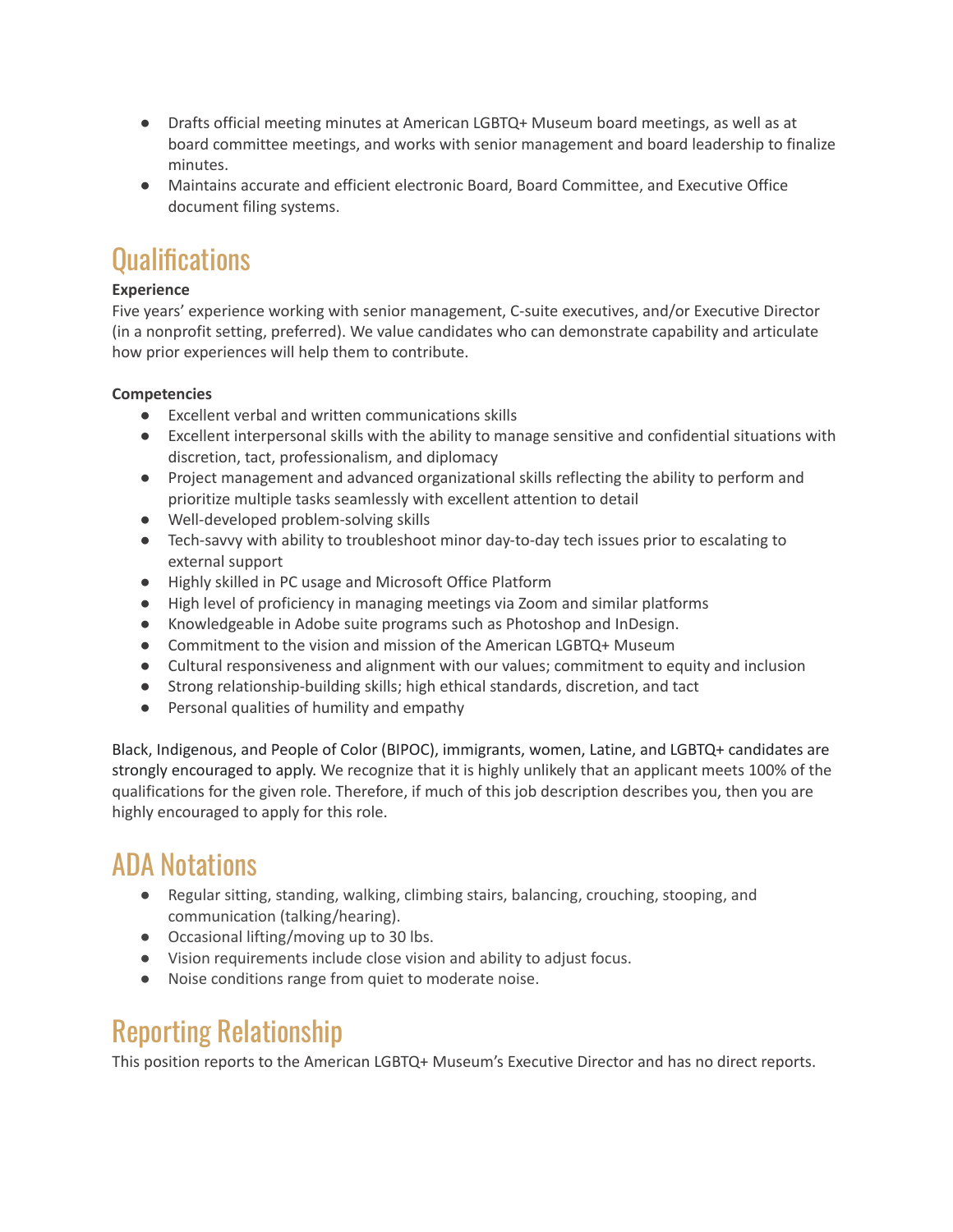- Drafts official meeting minutes at American LGBTQ+ Museum board meetings, as well as at board committee meetings, and works with senior management and board leadership to finalize minutes.
- Maintains accurate and efficient electronic Board, Board Committee, and Executive Office document filing systems.

# Qualifications

**Experience**

Five years' experience working with senior management, C-suite executives, and/or Executive Director (in a nonprofit setting, preferred). We value candidates who can demonstrate capability and articulate how prior experiences will help them to contribute.

**Competencies**

- Excellent verbal and written communications skills
- Excellent interpersonal skills with the ability to manage sensitive and confidential situations with discretion, tact, professionalism, and diplomacy
- Project management and advanced organizational skills reflecting the ability to perform and prioritize multiple tasks seamlessly with excellent attention to detail
- Well-developed problem-solving skills
- Tech-savvy with ability to troubleshoot minor day-to-day tech issues prior to escalating to external support
- Highly skilled in PC usage and Microsoft Office Platform
- High level of proficiency in managing meetings via Zoom and similar platforms
- Knowledgeable in Adobe suite programs such as Photoshop and InDesign.
- Commitment to the vision and mission of the American LGBTQ+ Museum
- Cultural responsiveness and alignment with our values; commitment to equity and inclusion
- Strong relationship-building skills; high ethical standards, discretion, and tact
- Personal qualities of humility and empathy

Black, Indigenous, and People of Color (BIPOC), immigrants, women, Latine, and LGBTQ+ candidates are strongly encouraged to apply. We recognize that it is highly unlikely that an applicant meets 100% of the qualifications for the given role. Therefore, if much of this job description describes you, then you are highly encouraged to apply for this role.

# ADA Notations

- Regular sitting, standing, walking, climbing stairs, balancing, crouching, stooping, and communication (talking/hearing).
- Occasional lifting/moving up to 30 lbs.
- Vision requirements include close vision and ability to adjust focus.
- Noise conditions range from quiet to moderate noise.

# Reporting Relationship

This position reports to the American LGBTQ+ Museum's Executive Director and has no direct reports.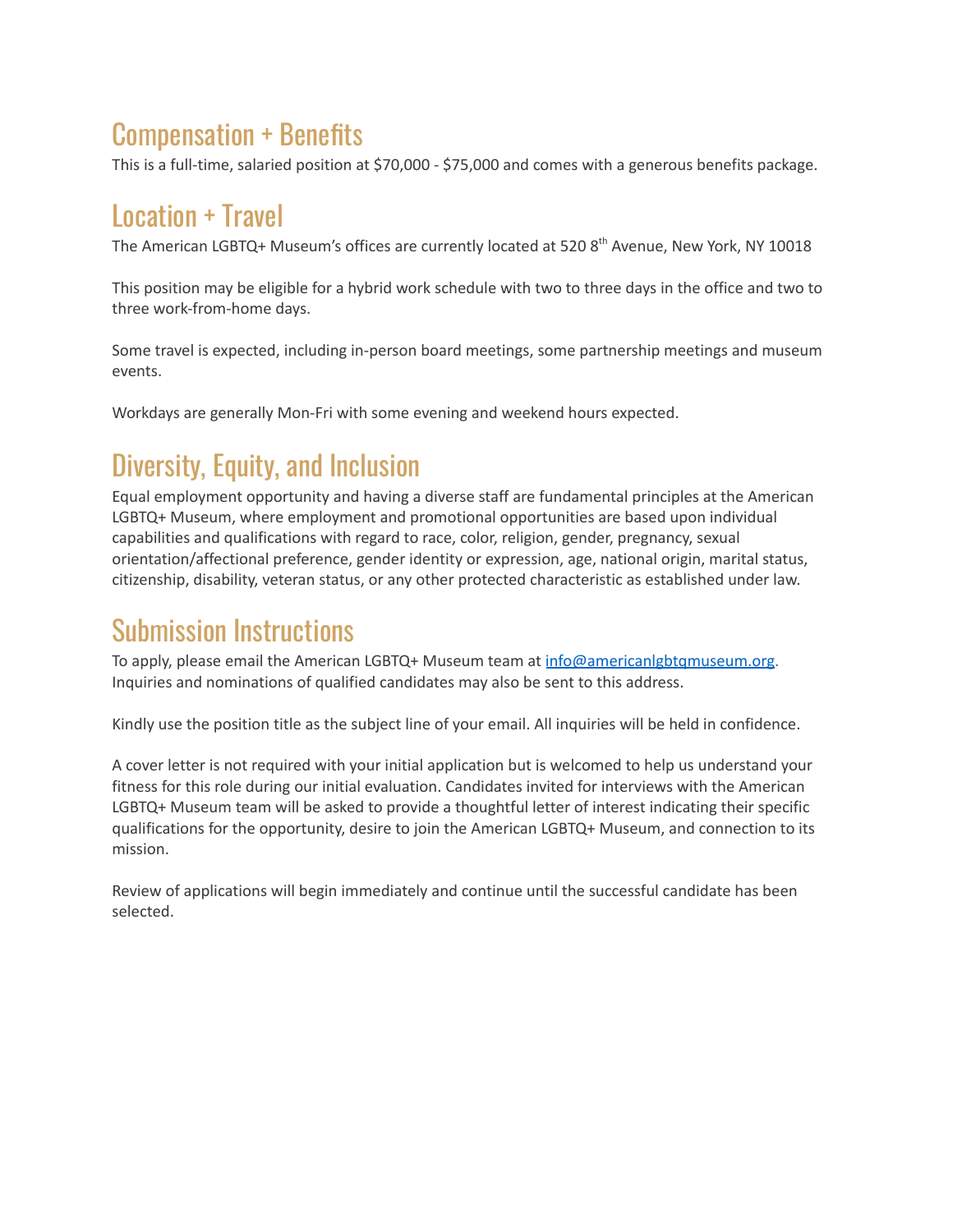## Compensation + Benefits

This is a full-time, salaried position at $70,000 - $75,000 and comes with a generous benefits package.

## Location + Travel

The American LGBTQ+ Museum's offices are currently located at 520 8th Avenue, New York, NY 10018

This position may be eligible for a hybrid work schedule with two to three days in the office and two to three work-from-home days.

Some travel is expected, including in-person board meetings, some partnership meetings and museum events.

Workdays are generally Mon-Fri with some evening and weekend hours expected.

## Diversity, Equity, and Inclusion

Equal employment opportunity and having a diverse staff are fundamental principles at the American LGBTQ+ Museum, where employment and promotional opportunities are based upon individual capabilities and qualifications with regard to race, color, religion, gender, pregnancy, sexual orientation/affectional preference, gender identity or expression, age, national origin, marital status, citizenship, disability, veteran status, or any other protected characteristic as established under law.

## Submission Instructions

To apply, please email the American LGBTQ+ Museum team at [info@americanlgbtqmuseum.org](mailto:info@americanlgbtqmuseum.org). Inquiries and nominations of qualified candidates may also be sent to this address.

Kindly use the position title as the subject line of your email. All inquiries will be held in confidence.

A cover letter is not required with your initial application but is welcomed to help us understand your fitness for this role during our initial evaluation. Candidates invited for interviews with the American LGBTQ+ Museum team will be asked to provide a thoughtful letter of interest indicating their specific qualifications for the opportunity, desire to join the American LGBTQ+ Museum, and connection to its mission.

Review of applications will begin immediately and continue until the successful candidate has been selected.